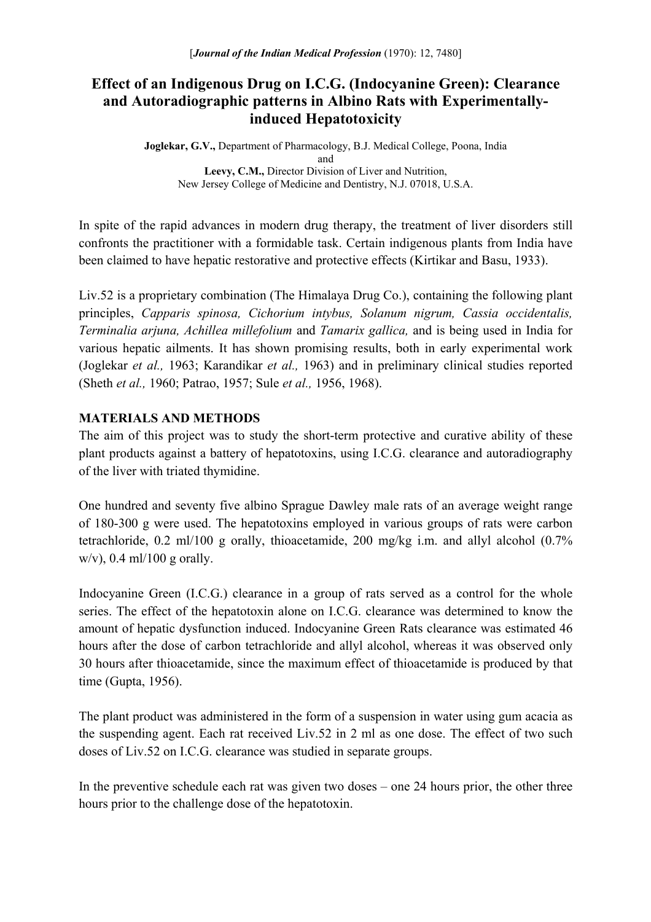[*Journal of the Indian Medical Profession* (1970): 12, 7480]

# Effect of an Indigenous Drug on I.C.G. (Indocyanine Green): Clearance and Autoradiographic patterns in Albino Rats with Experimentally-induced Hepatotoxicity

**Joglekar, G.V.,** Department of Pharmacology, B.J. Medical College, Poona, India
and
**Leevy, C.M.,** Director Division of Liver and Nutrition,
New Jersey College of Medicine and Dentistry, N.J. 07018, U.S.A.

In spite of the rapid advances in modern drug therapy, the treatment of liver disorders still confronts the practitioner with a formidable task. Certain indigenous plants from India have been claimed to have hepatic restorative and protective effects (Kirtikar and Basu, 1933).

Liv.52 is a proprietary combination (The Himalaya Drug Co.), containing the following plant principles, *Capparis spinosa, Cichorium intybus, Solanum nigrum, Cassia occidentalis, Terminalia arjuna, Achillea millefolium* and *Tamarix gallica,* and is being used in India for various hepatic ailments. It has shown promising results, both in early experimental work (Joglekar *et al.,* 1963; Karandikar *et al.,* 1963) and in preliminary clinical studies reported (Sheth *et al.,* 1960; Patrao, 1957; Sule *et al.,* 1956, 1968).

## MATERIALS AND METHODS

The aim of this project was to study the short-term protective and curative ability of these plant products against a battery of hepatotoxins, using I.C.G. clearance and autoradiography of the liver with triated thymidine.

One hundred and seventy five albino Sprague Dawley male rats of an average weight range of 180-300 g were used. The hepatotoxins employed in various groups of rats were carbon tetrachloride, 0.2 ml/100 g orally, thioacetamide, 200 mg/kg i.m. and allyl alcohol (0.7% w/v), 0.4 ml/100 g orally.

Indocyanine Green (I.C.G.) clearance in a group of rats served as a control for the whole series. The effect of the hepatotoxin alone on I.C.G. clearance was determined to know the amount of hepatic dysfunction induced. Indocyanine Green Rats clearance was estimated 46 hours after the dose of carbon tetrachloride and allyl alcohol, whereas it was observed only 30 hours after thioacetamide, since the maximum effect of thioacetamide is produced by that time (Gupta, 1956).

The plant product was administered in the form of a suspension in water using gum acacia as the suspending agent. Each rat received Liv.52 in 2 ml as one dose. The effect of two such doses of Liv.52 on I.C.G. clearance was studied in separate groups.

In the preventive schedule each rat was given two doses – one 24 hours prior, the other three hours prior to the challenge dose of the hepatotoxin.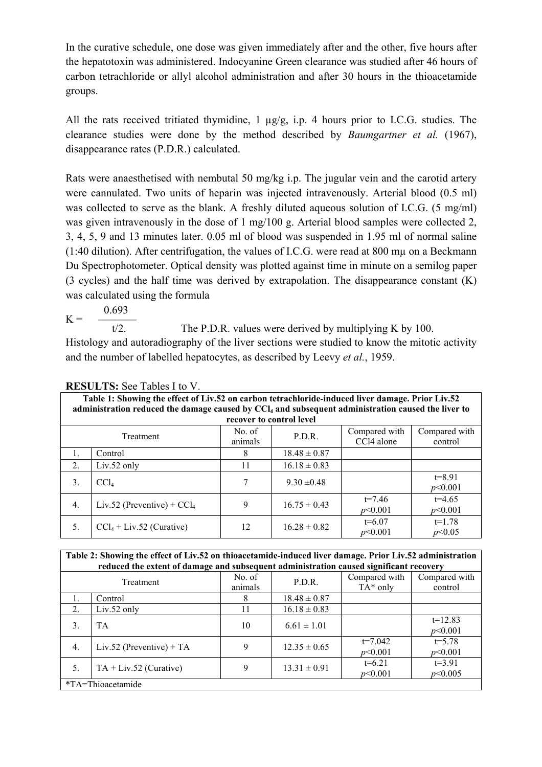In the curative schedule, one dose was given immediately after and the other, five hours after the hepatotoxin was administered. Indocyanine Green clearance was studied after 46 hours of carbon tetrachloride or allyl alcohol administration and after 30 hours in the thioacetamide groups.

All the rats received tritiated thymidine, 1 μg/g, i.p. 4 hours prior to I.C.G. studies. The clearance studies were done by the method described by *Baumgartner et al.* (1967), disappearance rates (P.D.R.) calculated.

Rats were anaesthetised with nembutal 50 mg/kg i.p. The jugular vein and the carotid artery were cannulated. Two units of heparin was injected intravenously. Arterial blood (0.5 ml) was collected to serve as the blank. A freshly diluted aqueous solution of I.C.G. (5 mg/ml) was given intravenously in the dose of 1 mg/100 g. Arterial blood samples were collected 2, 3, 4, 5, 9 and 13 minutes later. 0.05 ml of blood was suspended in 1.95 ml of normal saline (1:40 dilution). After centrifugation, the values of I.C.G. were read at 800 mμ on a Beckmann Du Spectrophotometer. Optical density was plotted against time in minute on a semilog paper (3 cycles) and the half time was derived by extrapolation. The disappearance constant (K) was calculated using the formula

$$K = \frac{0.693}{t/2.}$$

The P.D.R. values were derived by multiplying K by 100.

Histology and autoradiography of the liver sections were studied to know the mitotic activity and the number of labelled hepatocytes, as described by Leevy *et al.*, 1959.

**RESULTS:** See Tables I to V.

**Table 1: Showing the effect of Liv.52 on carbon tetrachloride-induced liver damage. Prior Liv.52 administration reduced the damage caused by $CCl_4$ and subsequent administration caused the liver to recover to control level**

| | Treatment | No. of animals | P.D.R. | Compared with CCl4 alone | Compared with control |
|---|---|---|---|---|---|
| 1. | Control | 8 | 18.48 ± 0.87 | | |
| 2. | Liv.52 only | 11 | 16.18 ± 0.83 | | |
| 3. | $CCl_4$ | 7 | 9.30 ±0.48 | | t=8.91 $p<0.001$ |
| 4. | Liv.52 (Preventive) + $CCl_4$ | 9 | 16.75 ± 0.43 | t=7.46 $p<0.001$ | t=4.65 $p<0.001$ |
| 5. | $CCl_4$ + Liv.52 (Curative) | 12 | 16.28 ± 0.82 | t=6.07 $p<0.001$ | t=1.78 $p<0.05$ |

**Table 2: Showing the effect of Liv.52 on thioacetamide-induced liver damage. Prior Liv.52 administration reduced the extent of damage and subsequent administration caused significant recovery**

| | Treatment | No. of animals | P.D.R. | Compared with TA* only | Compared with control |
|---|---|---|---|---|---|
| 1. | Control | 8 | 18.48 ± 0.87 | | |
| 2. | Liv.52 only | 11 | 16.18 ± 0.83 | | |
| 3. | TA | 10 | 6.61 ± 1.01 | | t=12.83 $p<0.001$ |
| 4. | Liv.52 (Preventive) + TA | 9 | 12.35 ± 0.65 | t=7.042 $p<0.001$ | t=5.78 $p<0.001$ |
| 5. | TA + Liv.52 (Curative) | 9 | 13.31 ± 0.91 | t=6.21 $p<0.001$ | t=3.91 $p<0.005$ |

*TA=Thioacetamide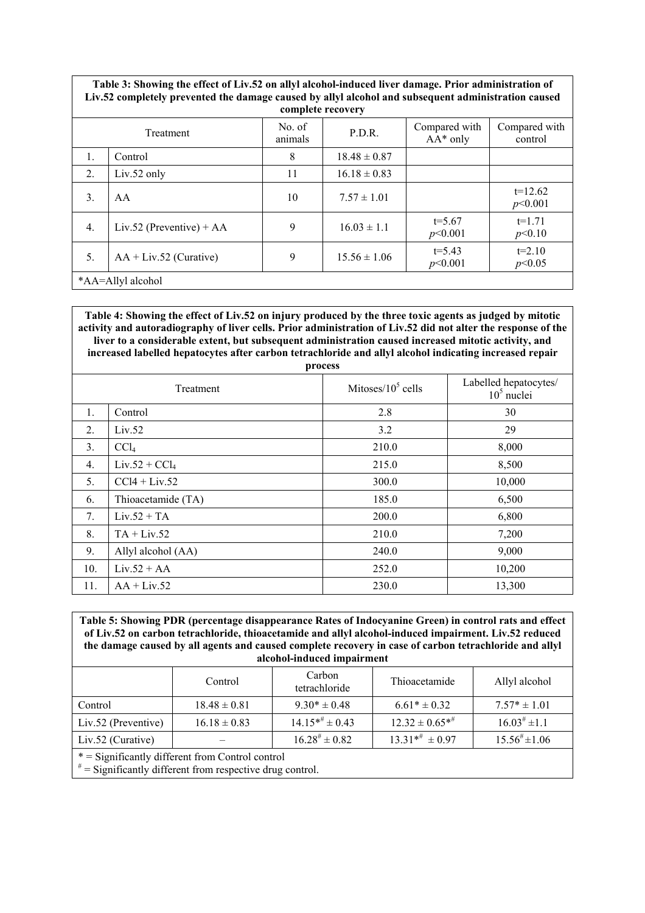**Table 3: Showing the effect of Liv.52 on allyl alcohol-induced liver damage. Prior administration of Liv.52 completely prevented the damage caused by allyl alcohol and subsequent administration caused complete recovery**

| | Treatment | No. of animals | P.D.R. | Compared with AA* only | Compared with control |
|---|---|---|---|---|---|
| 1. | Control | 8 | 18.48 ± 0.87 | | |
| 2. | Liv.52 only | 11 | 16.18 ± 0.83 | | |
| 3. | AA | 10 | 7.57 ± 1.01 | | t=12.62 $p$<0.001 |
| 4. | Liv.52 (Preventive) + AA | 9 | 16.03 ± 1.1 | t=5.67 $p$<0.001 | t=1.71 $p$<0.10 |
| 5. | AA + Liv.52 (Curative) | 9 | 15.56 ± 1.06 | t=5.43 $p$<0.001 | t=2.10 $p$<0.05 |

*AA=Allyl alcohol

**Table 4: Showing the effect of Liv.52 on injury produced by the three toxic agents as judged by mitotic activity and autoradiography of liver cells. Prior administration of Liv.52 did not alter the response of the liver to a considerable extent, but subsequent administration caused increased mitotic activity, and increased labelled hepatocytes after carbon tetrachloride and allyl alcohol indicating increased repair process**

| | Treatment | Mitoses/$10^5$ cells | Labelled hepatocytes/ $10^5$ nuclei |
|---|---|---|---|
| 1. | Control | 2.8 | 30 |
| 2. | Liv.52 | 3.2 | 29 |
| 3. | $CCl_4$ | 210.0 | 8,000 |
| 4. | Liv.52 + $CCl_4$ | 215.0 | 8,500 |
| 5. | CCl4 + Liv.52 | 300.0 | 10,000 |
| 6. | Thioacetamide (TA) | 185.0 | 6,500 |
| 7. | Liv.52 + TA | 200.0 | 6,800 |
| 8. | TA + Liv.52 | 210.0 | 7,200 |
| 9. | Allyl alcohol (AA) | 240.0 | 9,000 |
| 10. | Liv.52 + AA | 252.0 | 10,200 |
| 11. | AA + Liv.52 | 230.0 | 13,300 |

**Table 5: Showing PDR (percentage disappearance Rates of Indocyanine Green) in control rats and effect of Liv.52 on carbon tetrachloride, thioacetamide and allyl alcohol-induced impairment. Liv.52 reduced the damage caused by all agents and caused complete recovery in case of carbon tetrachloride and allyl alcohol-induced impairment**

| | Control | Carbon tetrachloride | Thioacetamide | Allyl alcohol |
|---|---|---|---|---|
| Control | 18.48 ± 0.81 | 9.30* ± 0.48 | 6.61* ± 0.32 | 7.57* ± 1.01 |
| Liv.52 (Preventive) | 16.18 ± 0.83 | 14.15*# ± 0.43 | 12.32 ± 0.65*# | 16.03# ±1.1 |
| Liv.52 (Curative) | – | 16.28# ± 0.82 | 13.31*# ± 0.97 | 15.56# ±1.06 |

* = Significantly different from Control control
# = Significantly different from respective drug control.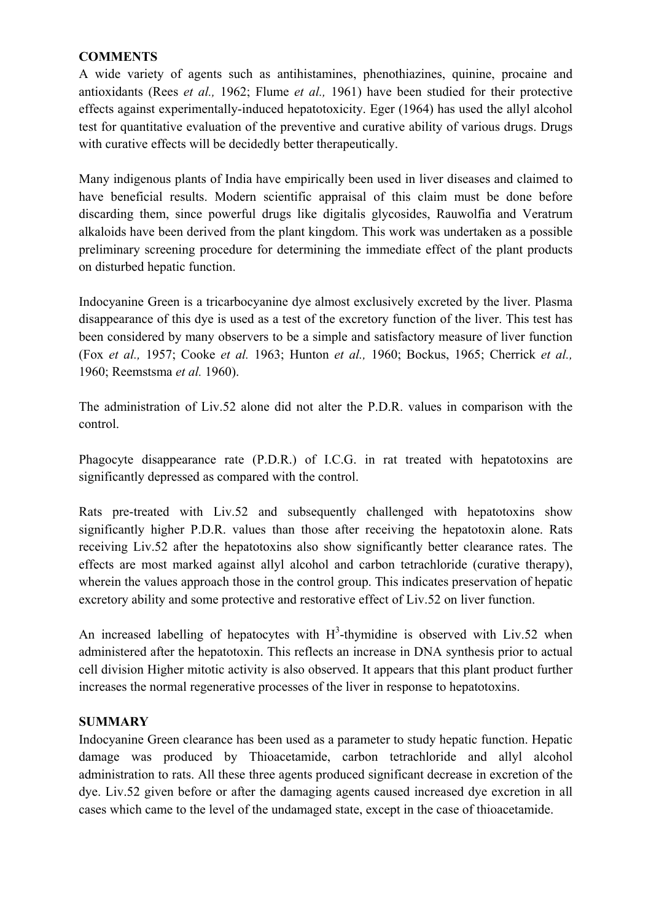## COMMENTS

A wide variety of agents such as antihistamines, phenothiazines, quinine, procaine and antioxidants (Rees *et al.,* 1962; Flume *et al.,* 1961) have been studied for their protective effects against experimentally-induced hepatotoxicity. Eger (1964) has used the allyl alcohol test for quantitative evaluation of the preventive and curative ability of various drugs. Drugs with curative effects will be decidedly better therapeutically.

Many indigenous plants of India have empirically been used in liver diseases and claimed to have beneficial results. Modern scientific appraisal of this claim must be done before discarding them, since powerful drugs like digitalis glycosides, Rauwolfia and Veratrum alkaloids have been derived from the plant kingdom. This work was undertaken as a possible preliminary screening procedure for determining the immediate effect of the plant products on disturbed hepatic function.

Indocyanine Green is a tricarbocyanine dye almost exclusively excreted by the liver. Plasma disappearance of this dye is used as a test of the excretory function of the liver. This test has been considered by many observers to be a simple and satisfactory measure of liver function (Fox *et al.,* 1957; Cooke *et al.* 1963; Hunton *et al.,* 1960; Bockus, 1965; Cherrick *et al.,* 1960; Reemstsma *et al.* 1960).

The administration of Liv.52 alone did not alter the P.D.R. values in comparison with the control.

Phagocyte disappearance rate (P.D.R.) of I.C.G. in rat treated with hepatotoxins are significantly depressed as compared with the control.

Rats pre-treated with Liv.52 and subsequently challenged with hepatotoxins show significantly higher P.D.R. values than those after receiving the hepatotoxin alone. Rats receiving Liv.52 after the hepatotoxins also show significantly better clearance rates. The effects are most marked against allyl alcohol and carbon tetrachloride (curative therapy), wherein the values approach those in the control group. This indicates preservation of hepatic excretory ability and some protective and restorative effect of Liv.52 on liver function.

An increased labelling of hepatocytes with $H^3$-thymidine is observed with Liv.52 when administered after the hepatotoxin. This reflects an increase in DNA synthesis prior to actual cell division Higher mitotic activity is also observed. It appears that this plant product further increases the normal regenerative processes of the liver in response to hepatotoxins.

## SUMMARY

Indocyanine Green clearance has been used as a parameter to study hepatic function. Hepatic damage was produced by Thioacetamide, carbon tetrachloride and allyl alcohol administration to rats. All these three agents produced significant decrease in excretion of the dye. Liv.52 given before or after the damaging agents caused increased dye excretion in all cases which came to the level of the undamaged state, except in the case of thioacetamide.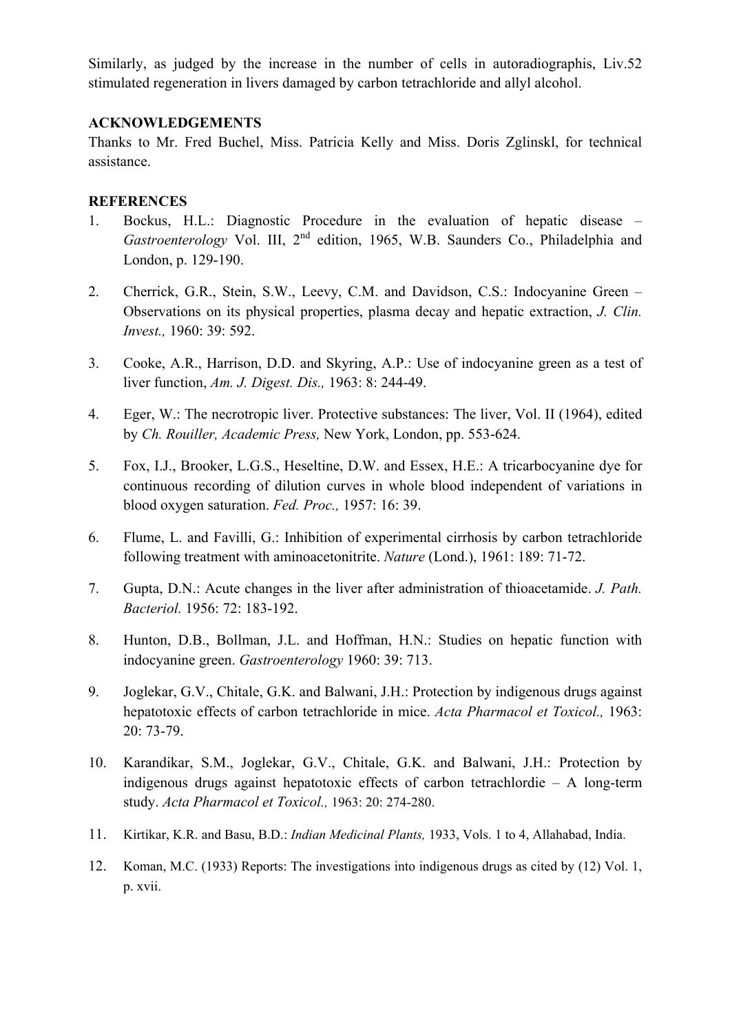Similarly, as judged by the increase in the number of cells in autoradiographis, Liv.52 stimulated regeneration in livers damaged by carbon tetrachloride and allyl alcohol.

**ACKNOWLEDGEMENTS**

Thanks to Mr. Fred Buchel, Miss. Patricia Kelly and Miss. Doris Zglinskl, for technical assistance.

**REFERENCES**

1. Bockus, H.L.: Diagnostic Procedure in the evaluation of hepatic disease – *Gastroenterology* Vol. III, 2nd edition, 1965, W.B. Saunders Co., Philadelphia and London, p. 129-190.

2. Cherrick, G.R., Stein, S.W., Leevy, C.M. and Davidson, C.S.: Indocyanine Green – Observations on its physical properties, plasma decay and hepatic extraction, *J. Clin. Invest.,* 1960: 39: 592.

3. Cooke, A.R., Harrison, D.D. and Skyring, A.P.: Use of indocyanine green as a test of liver function, *Am. J. Digest. Dis.,* 1963: 8: 244-49.

4. Eger, W.: The necrotropic liver. Protective substances: The liver, Vol. II (1964), edited by *Ch. Rouiller, Academic Press,* New York, London, pp. 553-624.

5. Fox, I.J., Brooker, L.G.S., Heseltine, D.W. and Essex, H.E.: A tricarbocyanine dye for continuous recording of dilution curves in whole blood independent of variations in blood oxygen saturation. *Fed. Proc.,* 1957: 16: 39.

6. Flume, L. and Favilli, G.: Inhibition of experimental cirrhosis by carbon tetrachloride following treatment with aminoacetonitrite. *Nature* (Lond.), 1961: 189: 71-72.

7. Gupta, D.N.: Acute changes in the liver after administration of thioacetamide. *J. Path. Bacteriol.* 1956: 72: 183-192.

8. Hunton, D.B., Bollman, J.L. and Hoffman, H.N.: Studies on hepatic function with indocyanine green. *Gastroenterology* 1960: 39: 713.

9. Joglekar, G.V., Chitale, G.K. and Balwani, J.H.: Protection by indigenous drugs against hepatotoxic effects of carbon tetrachloride in mice. *Acta Pharmacol et Toxicol.,* 1963: 20: 73-79.

10. Karandikar, S.M., Joglekar, G.V., Chitale, G.K. and Balwani, J.H.: Protection by indigenous drugs against hepatotoxic effects of carbon tetrachlordie – A long-term study. *Acta Pharmacol et Toxicol.,* 1963: 20: 274-280.

11. Kirtikar, K.R. and Basu, B.D.: *Indian Medicinal Plants,* 1933, Vols. 1 to 4, Allahabad, India.

12. Koman, M.C. (1933) Reports: The investigations into indigenous drugs as cited by (12) Vol. 1, p. xvii.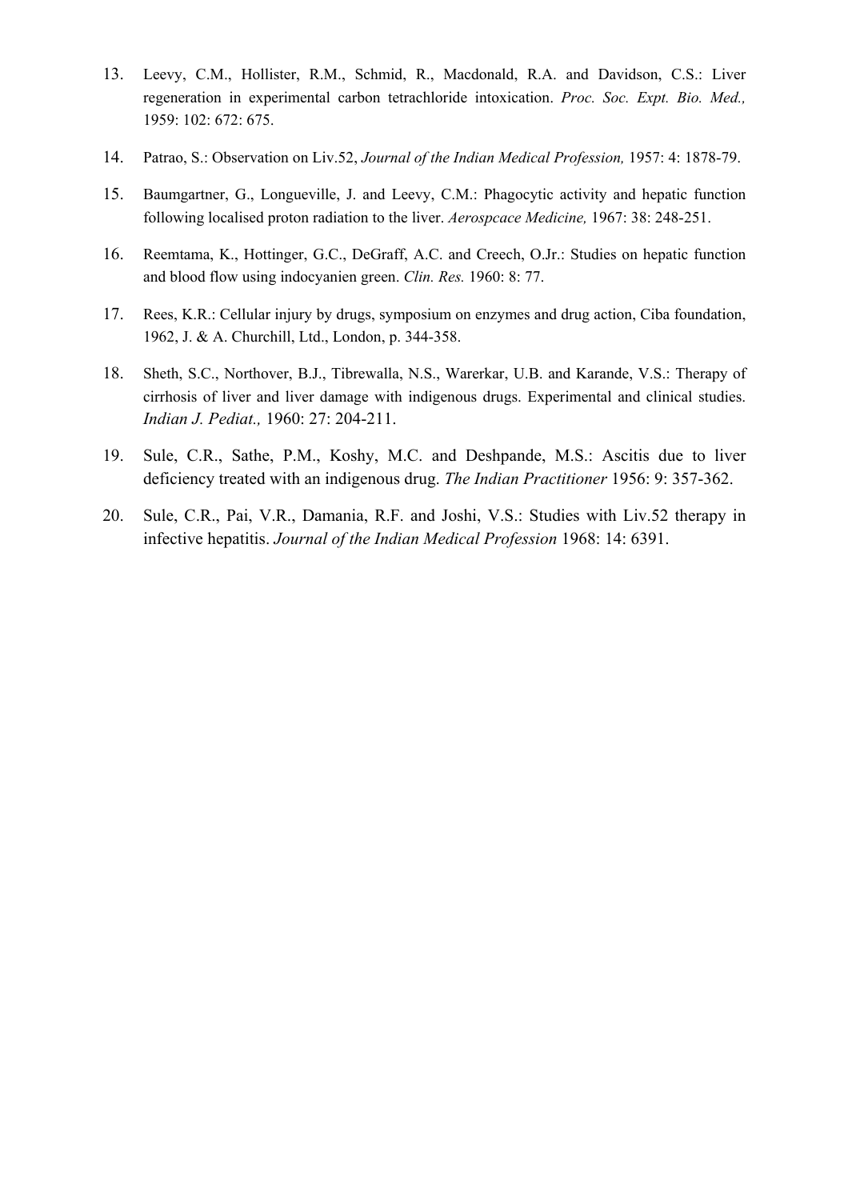13. Leevy, C.M., Hollister, R.M., Schmid, R., Macdonald, R.A. and Davidson, C.S.: Liver regeneration in experimental carbon tetrachloride intoxication. *Proc. Soc. Expt. Bio. Med.,* 1959: 102: 672: 675.

14. Patrao, S.: Observation on Liv.52, *Journal of the Indian Medical Profession,* 1957: 4: 1878-79.

15. Baumgartner, G., Longueville, J. and Leevy, C.M.: Phagocytic activity and hepatic function following localised proton radiation to the liver. *Aerospcace Medicine,* 1967: 38: 248-251.

16. Reemtama, K., Hottinger, G.C., DeGraff, A.C. and Creech, O.Jr.: Studies on hepatic function and blood flow using indocyanien green. *Clin. Res.* 1960: 8: 77.

17. Rees, K.R.: Cellular injury by drugs, symposium on enzymes and drug action, Ciba foundation, 1962, J. & A. Churchill, Ltd., London, p. 344-358.

18. Sheth, S.C., Northover, B.J., Tibrewalla, N.S., Warerkar, U.B. and Karande, V.S.: Therapy of cirrhosis of liver and liver damage with indigenous drugs. Experimental and clinical studies. *Indian J. Pediat.,* 1960: 27: 204-211.

19. Sule, C.R., Sathe, P.M., Koshy, M.C. and Deshpande, M.S.: Ascitis due to liver deficiency treated with an indigenous drug. *The Indian Practitioner* 1956: 9: 357-362.

20. Sule, C.R., Pai, V.R., Damania, R.F. and Joshi, V.S.: Studies with Liv.52 therapy in infective hepatitis. *Journal of the Indian Medical Profession* 1968: 14: 6391.